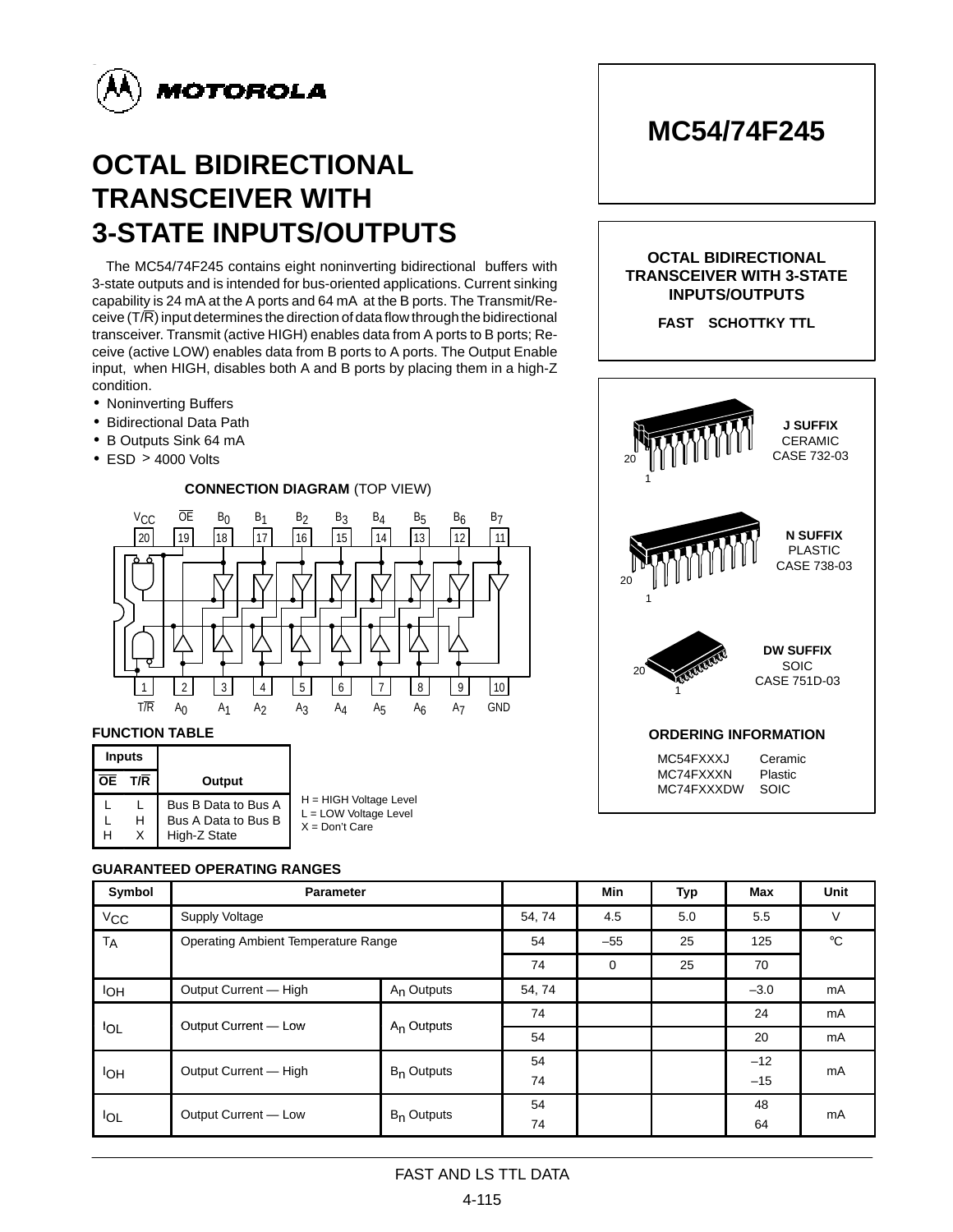MOTOROLA

# OCTAL BIDIRECTIONAL TRANSCEIVER WITH 3-STATE INPUTS/OUTPUTS

The MC54/74F245 contains eight noninverting bidirectional buffers with 3-state outputs and is intended for bus-oriented applications. Current sinking capability is 24 mA at the A ports and 64 mA at the B ports. The Transmit/Receive (T/$\overline{R}$) input determines the direction of data flow through the bidirectional transceiver. Transmit (active HIGH) enables data from A ports to B ports; Receive (active LOW) enables data from B ports to A ports. The Output Enable input, when HIGH, disables both A and B ports by placing them in a high-Z condition.

- Noninverting Buffers
- Bidirectional Data Path
- B Outputs Sink 64 mA
- ESD > 4000 Volts

**CONNECTION DIAGRAM** (TOP VIEW)

| Pin | 20 | 19 | 18 | 17 | 16 | 15 | 14 | 13 | 12 | 11 |
|---|---|---|---|---|---|---|---|---|---|---|
| Signal | $V_{CC}$ | $\overline{OE}$ | $B_0$ | $B_1$ | $B_2$ | $B_3$ | $B_4$ | $B_5$ | $B_6$ | $B_7$ |

| Pin | 1 | 2 | 3 | 4 | 5 | 6 | 7 | 8 | 9 | 10 |
|---|---|---|---|---|---|---|---|---|---|---|
| Signal | T/$\overline{R}$ | $A_0$ | $A_1$ | $A_2$ | $A_3$ | $A_4$ | $A_5$ | $A_6$ | $A_7$ | GND |

**FUNCTION TABLE**

| Inputs | | |
|---|---|---|
| $\overline{OE}$ | T/$\overline{R}$ | Output |
| L | L | Bus B Data to Bus A |
| L | H | Bus A Data to Bus B |
| H | X | High-Z State |

H = HIGH Voltage Level
L = LOW Voltage Level
X = Don't Care

## MC54/74F245

**OCTAL BIDIRECTIONAL TRANSCEIVER WITH 3-STATE INPUTS/OUTPUTS**

**FAST SCHOTTKY TTL**

**J SUFFIX**
CERAMIC
CASE 732-03

**N SUFFIX**
PLASTIC
CASE 738-03

**DW SUFFIX**
SOIC
CASE 751D-03

**ORDERING INFORMATION**

| | |
|---|---|
| MC54FXXXJ | Ceramic |
| MC74FXXXN | Plastic |
| MC74FXXXDW | SOIC |

**GUARANTEED OPERATING RANGES**

| Symbol | Parameter | | | Min | Typ | Max | Unit |
|---|---|---|---|---|---|---|---|
| $V_{CC}$ | Supply Voltage | | 54, 74 | 4.5 | 5.0 | 5.5 | V |
| $T_A$ | Operating Ambient Temperature Range | | 54 | –55 | 25 | 125 | °C |
| | | | 74 | 0 | 25 | 70 | |
| $I_{OH}$ | Output Current — High | $A_n$ Outputs | 54, 74 | | | –3.0 | mA |
| $I_{OL}$ | Output Current — Low | $A_n$ Outputs | 74 | | | 24 | mA |
| | | | 54 | | | 20 | mA |
| $I_{OH}$ | Output Current — High | $B_n$ Outputs | 54 | | | –12 | mA |
| | | | 74 | | | –15 | |
| $I_{OL}$ | Output Current — Low | $B_n$ Outputs | 54 | | | 48 | mA |
| | | | 74 | | | 64 | |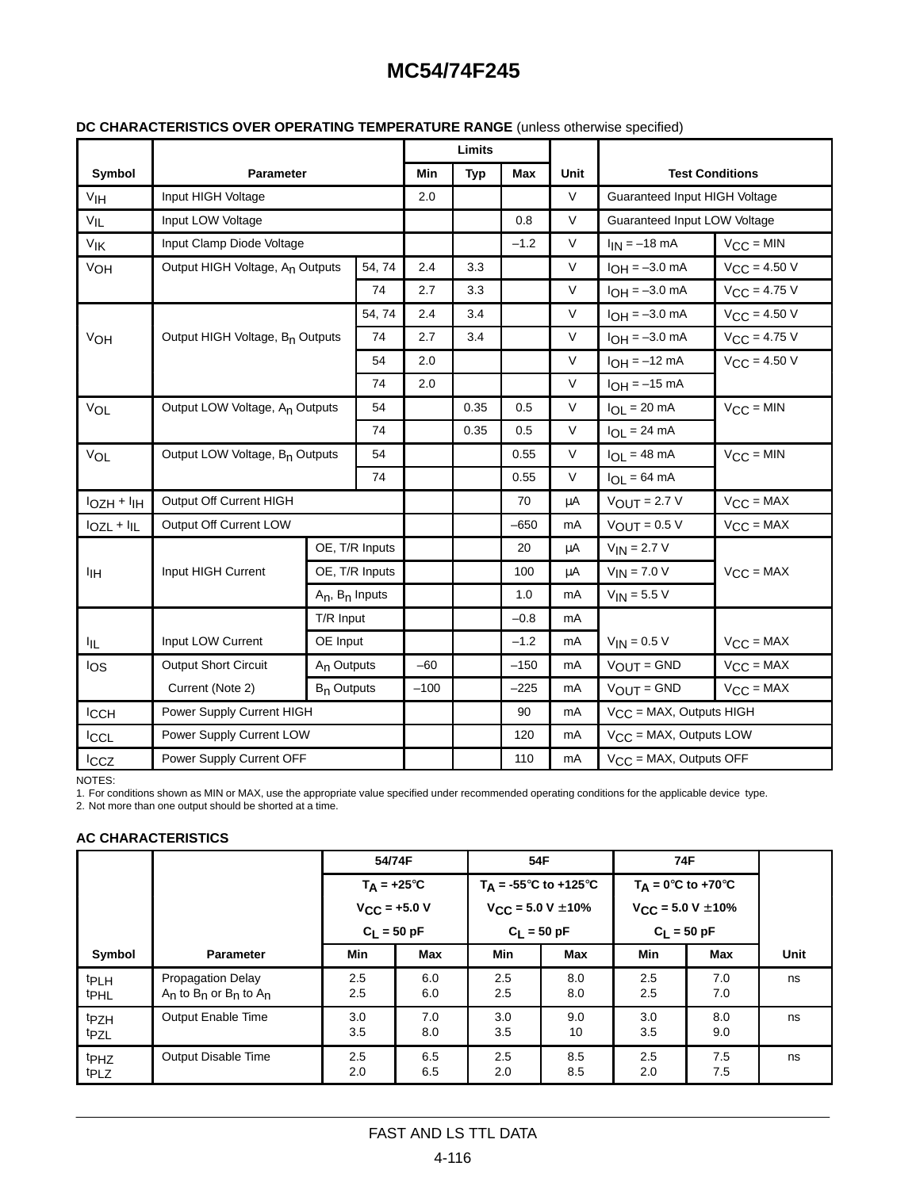## DC CHARACTERISTICS OVER OPERATING TEMPERATURE RANGE (unless otherwise specified)

| Symbol | Parameter | | Limits Min | Limits Typ | Limits Max | Unit | Test Conditions | |
|---|---|---|---|---|---|---|---|---|
| $V_{IH}$ | Input HIGH Voltage | | 2.0 | | | V | Guaranteed Input HIGH Voltage | |
| $V_{IL}$ | Input LOW Voltage | | | | 0.8 | V | Guaranteed Input LOW Voltage | |
| $V_{IK}$ | Input Clamp Diode Voltage | | | | –1.2 | V | $I_{IN}$ = –18 mA | $V_{CC}$ = MIN |
| $V_{OH}$ | Output HIGH Voltage, $A_n$ Outputs | 54, 74 | 2.4 | 3.3 | | V | $I_{OH}$ = –3.0 mA | $V_{CC}$ = 4.50 V |
| | | 74 | 2.7 | 3.3 | | V | $I_{OH}$ = –3.0 mA | $V_{CC}$ = 4.75 V |
| $V_{OH}$ | Output HIGH Voltage, $B_n$ Outputs | 54, 74 | 2.4 | 3.4 | | V | $I_{OH}$ = –3.0 mA | $V_{CC}$ = 4.50 V |
| | | 74 | 2.7 | 3.4 | | V | $I_{OH}$ = –3.0 mA | $V_{CC}$ = 4.75 V |
| | | 54 | 2.0 | | | V | $I_{OH}$ = –12 mA | $V_{CC}$ = 4.50 V |
| | | 74 | 2.0 | | | V | $I_{OH}$ = –15 mA | |
| $V_{OL}$ | Output LOW Voltage, $A_n$ Outputs | 54 | | 0.35 | 0.5 | V | $I_{OL}$ = 20 mA | $V_{CC}$ = MIN |
| | | 74 | | 0.35 | 0.5 | V | $I_{OL}$ = 24 mA | |
| $V_{OL}$ | Output LOW Voltage, $B_n$ Outputs | 54 | | | 0.55 | V | $I_{OL}$ = 48 mA | $V_{CC}$ = MIN |
| | | 74 | | | 0.55 | V | $I_{OL}$ = 64 mA | |
| $I_{OZH} + I_{IH}$ | Output Off Current HIGH | | | | 70 | μA | $V_{OUT}$ = 2.7 V | $V_{CC}$ = MAX |
| $I_{OZL} + I_{IL}$ | Output Off Current LOW | | | | –650 | mA | $V_{OUT}$ = 0.5 V | $V_{CC}$ = MAX |
| $I_{IH}$ | Input HIGH Current | OE, T/R Inputs | | | 20 | μA | $V_{IN}$ = 2.7 V | $V_{CC}$ = MAX |
| | | OE, T/R Inputs | | | 100 | μA | $V_{IN}$ = 7.0 V | |
| | | $A_n$, $B_n$ Inputs | | | 1.0 | mA | $V_{IN}$ = 5.5 V | |
| $I_{IL}$ | Input LOW Current | T/R Input | | | –0.8 | mA | $V_{IN}$ = 0.5 V | $V_{CC}$ = MAX |
| | | OE Input | | | –1.2 | mA | | |
| $I_{OS}$ | Output Short Circuit Current (Note 2) | $A_n$ Outputs | –60 | | –150 | mA | $V_{OUT}$ = GND | $V_{CC}$ = MAX |
| | | $B_n$ Outputs | –100 | | –225 | mA | $V_{OUT}$ = GND | $V_{CC}$ = MAX |
| $I_{CCH}$ | Power Supply Current HIGH | | | | 90 | mA | $V_{CC}$ = MAX, Outputs HIGH | |
| $I_{CCL}$ | Power Supply Current LOW | | | | 120 | mA | $V_{CC}$ = MAX, Outputs LOW | |
| $I_{CCZ}$ | Power Supply Current OFF | | | | 110 | mA | $V_{CC}$ = MAX, Outputs OFF | |

NOTES:
1. For conditions shown as MIN or MAX, use the appropriate value specified under recommended operating conditions for the applicable device type.
2. Not more than one output should be shorted at a time.

## AC CHARACTERISTICS

| | | 54/74F | | 54F | | 74F | | |
|---|---|---|---|---|---|---|---|---|
| | | $T_A$ = +25°C, $V_{CC}$ = +5.0 V, $C_L$ = 50 pF | | $T_A$ = -55°C to +125°C, $V_{CC}$ = 5.0 V ±10%, $C_L$ = 50 pF | | $T_A$ = 0°C to +70°C, $V_{CC}$ = 5.0 V ±10%, $C_L$ = 50 pF | | |
| Symbol | Parameter | Min | Max | Min | Max | Min | Max | Unit |
| $t_{PLH}$<br>$t_{PHL}$ | Propagation Delay<br>$A_n$ to $B_n$ or $B_n$ to $A_n$ | 2.5<br>2.5 | 6.0<br>6.0 | 2.5<br>2.5 | 8.0<br>8.0 | 2.5<br>2.5 | 7.0<br>7.0 | ns |
| $t_{PZH}$<br>$t_{PZL}$ | Output Enable Time | 3.0<br>3.5 | 7.0<br>8.0 | 3.0<br>3.5 | 9.0<br>10 | 3.0<br>3.5 | 8.0<br>9.0 | ns |
| $t_{PHZ}$<br>$t_{PLZ}$ | Output Disable Time | 2.5<br>2.0 | 6.5<br>6.5 | 2.5<br>2.0 | 8.5<br>8.5 | 2.5<br>2.0 | 7.5<br>7.5 | ns |